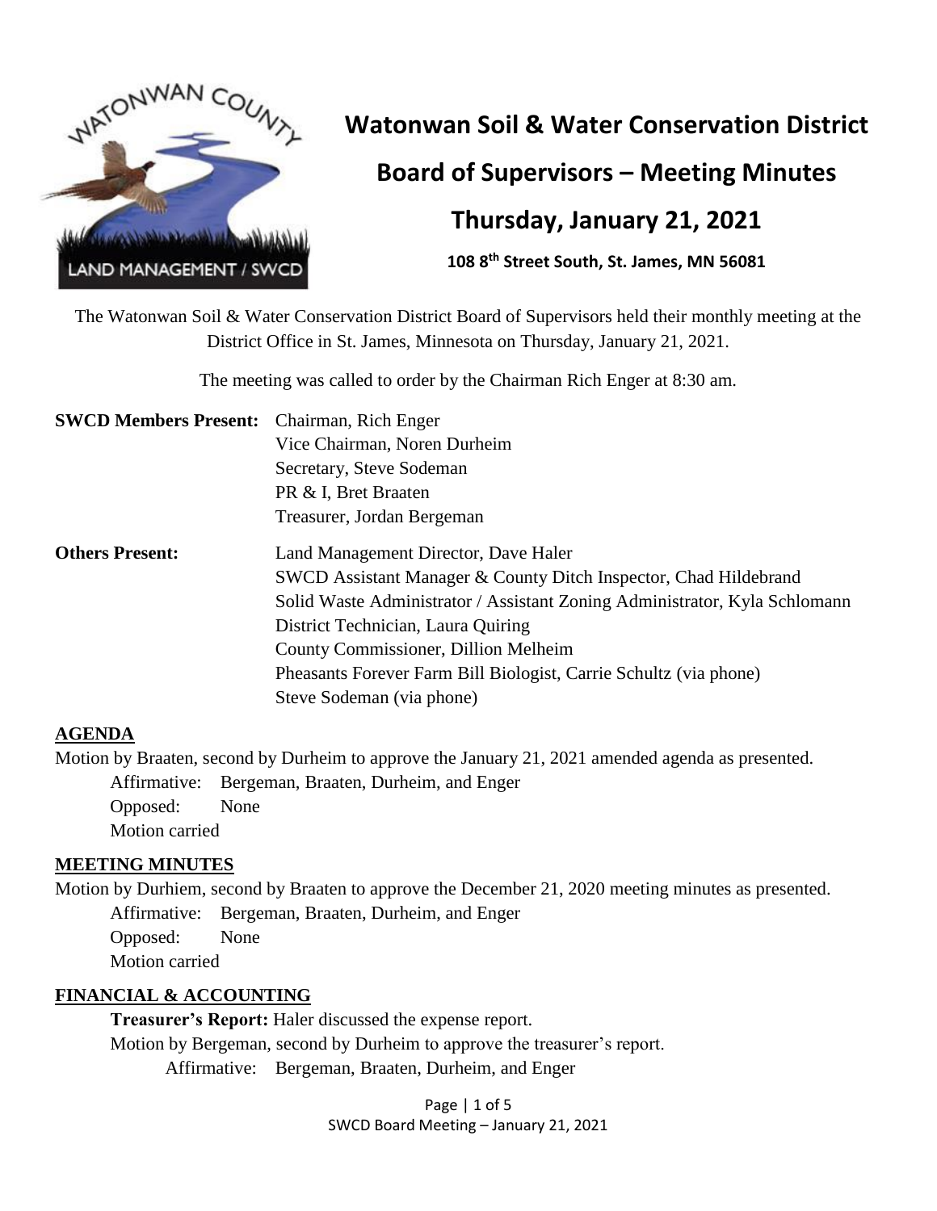# Watonwan Soil & Water Conservation District

## Board of Supervisors – Meeting Minutes

## Thursday, January 21, 2021

**108 8th Street South, St. James, MN 56081**

The Watonwan Soil & Water Conservation District Board of Supervisors held their monthly meeting at the District Office in St. James, Minnesota on Thursday, January 21, 2021.

The meeting was called to order by the Chairman Rich Enger at 8:30 am.

**SWCD Members Present:**
- Chairman, Rich Enger
- Vice Chairman, Noren Durheim
- Secretary, Steve Sodeman
- PR & I, Bret Braaten
- Treasurer, Jordan Bergeman

**Others Present:**
- Land Management Director, Dave Haler
- SWCD Assistant Manager & County Ditch Inspector, Chad Hildebrand
- Solid Waste Administrator / Assistant Zoning Administrator, Kyla Schlomann
- District Technician, Laura Quiring
- County Commissioner, Dillion Melheim
- Pheasants Forever Farm Bill Biologist, Carrie Schultz (via phone)
- Steve Sodeman (via phone)

### AGENDA

Motion by Braaten, second by Durheim to approve the January 21, 2021 amended agenda as presented.

Affirmative: Bergeman, Braaten, Durheim, and Enger
Opposed: None
Motion carried

### MEETING MINUTES

Motion by Durhiem, second by Braaten to approve the December 21, 2020 meeting minutes as presented.

Affirmative: Bergeman, Braaten, Durheim, and Enger
Opposed: None
Motion carried

### FINANCIAL & ACCOUNTING

**Treasurer's Report:** Haler discussed the expense report.

Motion by Bergeman, second by Durheim to approve the treasurer's report.

Affirmative: Bergeman, Braaten, Durheim, and Enger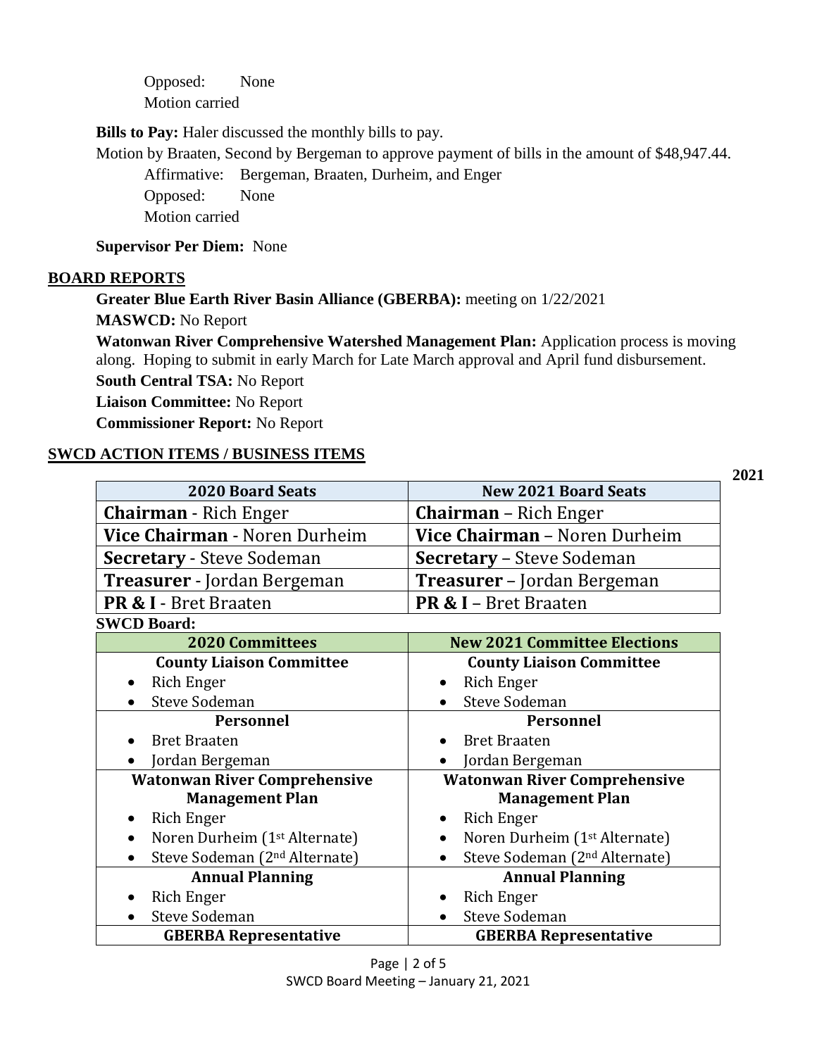Opposed: None

Motion carried

**Bills to Pay:** Haler discussed the monthly bills to pay.

Motion by Braaten, Second by Bergeman to approve payment of bills in the amount of $48,947.44.

Affirmative: Bergeman, Braaten, Durheim, and Enger

Opposed: None

Motion carried

**Supervisor Per Diem:** None

## BOARD REPORTS

**Greater Blue Earth River Basin Alliance (GBERBA):** meeting on 1/22/2021

**MASWCD:** No Report

**Watonwan River Comprehensive Watershed Management Plan:** Application process is moving along. Hoping to submit in early March for Late March approval and April fund disbursement.

**South Central TSA:** No Report

**Liaison Committee:** No Report

**Commissioner Report:** No Report

## SWCD ACTION ITEMS / BUSINESS ITEMS

**2021**

| 2020 Board Seats | New 2021 Board Seats |
|---|---|
| **Chairman** - Rich Enger | **Chairman** – Rich Enger |
| **Vice Chairman** - Noren Durheim | **Vice Chairman** – Noren Durheim |
| **Secretary** - Steve Sodeman | **Secretary** – Steve Sodeman |
| **Treasurer** - Jordan Bergeman | **Treasurer** – Jordan Bergeman |
| **PR & I** - Bret Braaten | **PR & I** – Bret Braaten |

**SWCD Board:**

| 2020 Committees | New 2021 Committee Elections |
|---|---|
| **County Liaison Committee**<br>• Rich Enger<br>• Steve Sodeman | **County Liaison Committee**<br>• Rich Enger<br>• Steve Sodeman |
| **Personnel**<br>• Bret Braaten<br>• Jordan Bergeman | **Personnel**<br>• Bret Braaten<br>• Jordan Bergeman |
| **Watonwan River Comprehensive Management Plan**<br>• Rich Enger<br>• Noren Durheim (1st Alternate)<br>• Steve Sodeman (2nd Alternate) | **Watonwan River Comprehensive Management Plan**<br>• Rich Enger<br>• Noren Durheim (1st Alternate)<br>• Steve Sodeman (2nd Alternate) |
| **Annual Planning**<br>• Rich Enger<br>• Steve Sodeman | **Annual Planning**<br>• Rich Enger<br>• Steve Sodeman |
| **GBERBA Representative** | **GBERBA Representative** |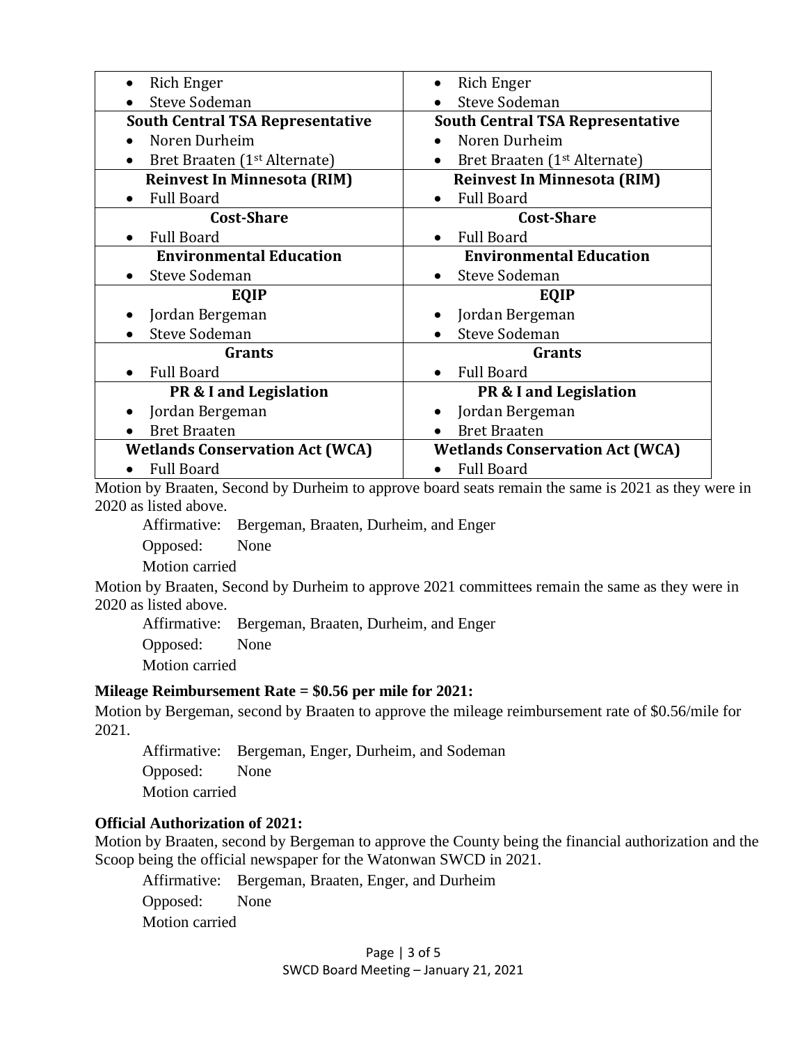| | |
|---|---|
| • Rich Enger<br>• Steve Sodeman | • Rich Enger<br>• Steve Sodeman |
| **South Central TSA Representative**<br>• Noren Durheim<br>• Bret Braaten (1st Alternate) | **South Central TSA Representative**<br>• Noren Durheim<br>• Bret Braaten (1st Alternate) |
| **Reinvest In Minnesota (RIM)**<br>• Full Board | **Reinvest In Minnesota (RIM)**<br>• Full Board |
| **Cost-Share**<br>• Full Board | **Cost-Share**<br>• Full Board |
| **Environmental Education**<br>• Steve Sodeman | **Environmental Education**<br>• Steve Sodeman |
| **EQIP**<br>• Jordan Bergeman<br>• Steve Sodeman | **EQIP**<br>• Jordan Bergeman<br>• Steve Sodeman |
| **Grants**<br>• Full Board | **Grants**<br>• Full Board |
| **PR & I and Legislation**<br>• Jordan Bergeman<br>• Bret Braaten | **PR & I and Legislation**<br>• Jordan Bergeman<br>• Bret Braaten |
| **Wetlands Conservation Act (WCA)**<br>• Full Board | **Wetlands Conservation Act (WCA)**<br>• Full Board |

Motion by Braaten, Second by Durheim to approve board seats remain the same is 2021 as they were in 2020 as listed above.

Affirmative: Bergeman, Braaten, Durheim, and Enger
Opposed: None
Motion carried

Motion by Braaten, Second by Durheim to approve 2021 committees remain the same as they were in 2020 as listed above.

Affirmative: Bergeman, Braaten, Durheim, and Enger
Opposed: None
Motion carried

**Mileage Reimbursement Rate = $0.56 per mile for 2021:**

Motion by Bergeman, second by Braaten to approve the mileage reimbursement rate of $0.56/mile for 2021.

Affirmative: Bergeman, Enger, Durheim, and Sodeman
Opposed: None
Motion carried

**Official Authorization of 2021:**

Motion by Braaten, second by Bergeman to approve the County being the financial authorization and the Scoop being the official newspaper for the Watonwan SWCD in 2021.

Affirmative: Bergeman, Braaten, Enger, and Durheim
Opposed: None
Motion carried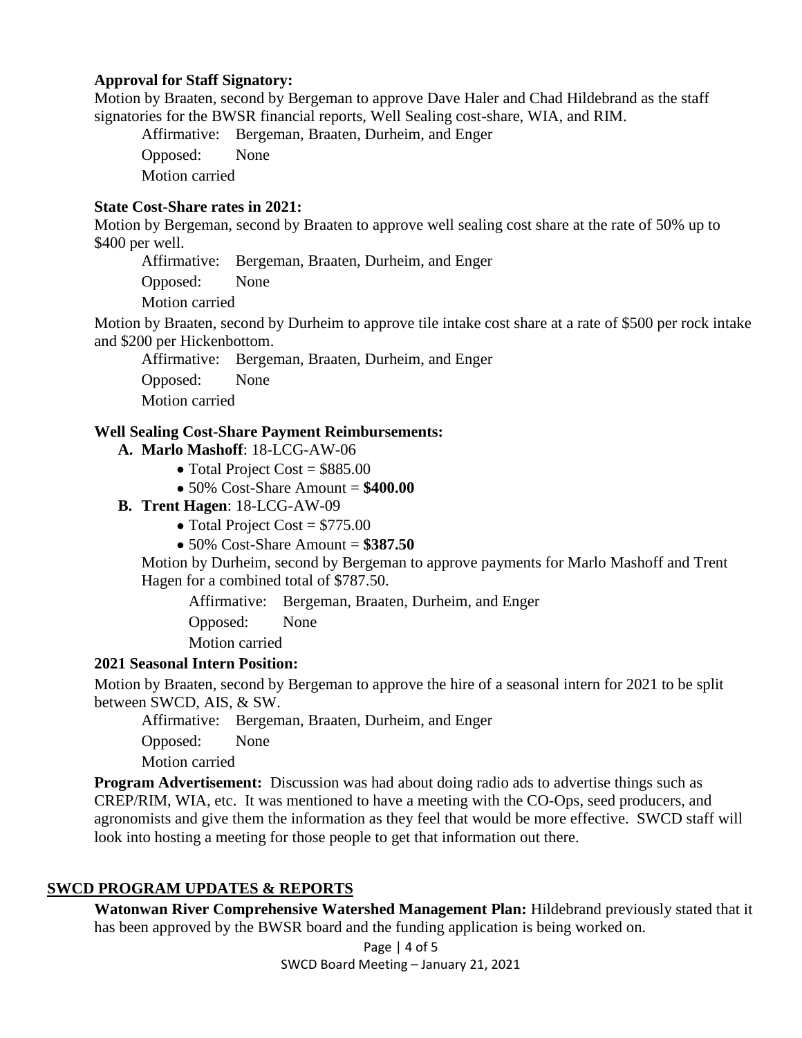**Approval for Staff Signatory:**
Motion by Braaten, second by Bergeman to approve Dave Haler and Chad Hildebrand as the staff signatories for the BWSR financial reports, Well Sealing cost-share, WIA, and RIM.

Affirmative: Bergeman, Braaten, Durheim, and Enger
Opposed: None
Motion carried

**State Cost-Share rates in 2021:**
Motion by Bergeman, second by Braaten to approve well sealing cost share at the rate of 50% up to $400 per well.

Affirmative: Bergeman, Braaten, Durheim, and Enger
Opposed: None
Motion carried

Motion by Braaten, second by Durheim to approve tile intake cost share at a rate of $500 per rock intake and $200 per Hickenbottom.

Affirmative: Bergeman, Braaten, Durheim, and Enger
Opposed: None
Motion carried

**Well Sealing Cost-Share Payment Reimbursements:**

**A. Marlo Mashoff**: 18-LCG-AW-06
- Total Project Cost = $885.00
- 50% Cost-Share Amount = **$400.00**

**B. Trent Hagen**: 18-LCG-AW-09
- Total Project Cost = $775.00
- 50% Cost-Share Amount = **$387.50**

Motion by Durheim, second by Bergeman to approve payments for Marlo Mashoff and Trent Hagen for a combined total of $787.50.

Affirmative: Bergeman, Braaten, Durheim, and Enger
Opposed: None
Motion carried

**2021 Seasonal Intern Position:**
Motion by Braaten, second by Bergeman to approve the hire of a seasonal intern for 2021 to be split between SWCD, AIS, & SW.

Affirmative: Bergeman, Braaten, Durheim, and Enger
Opposed: None
Motion carried

**Program Advertisement:** Discussion was had about doing radio ads to advertise things such as CREP/RIM, WIA, etc. It was mentioned to have a meeting with the CO-Ops, seed producers, and agronomists and give them the information as they feel that would be more effective. SWCD staff will look into hosting a meeting for those people to get that information out there.

## SWCD PROGRAM UPDATES & REPORTS

**Watonwan River Comprehensive Watershed Management Plan:** Hildebrand previously stated that it has been approved by the BWSR board and the funding application is being worked on.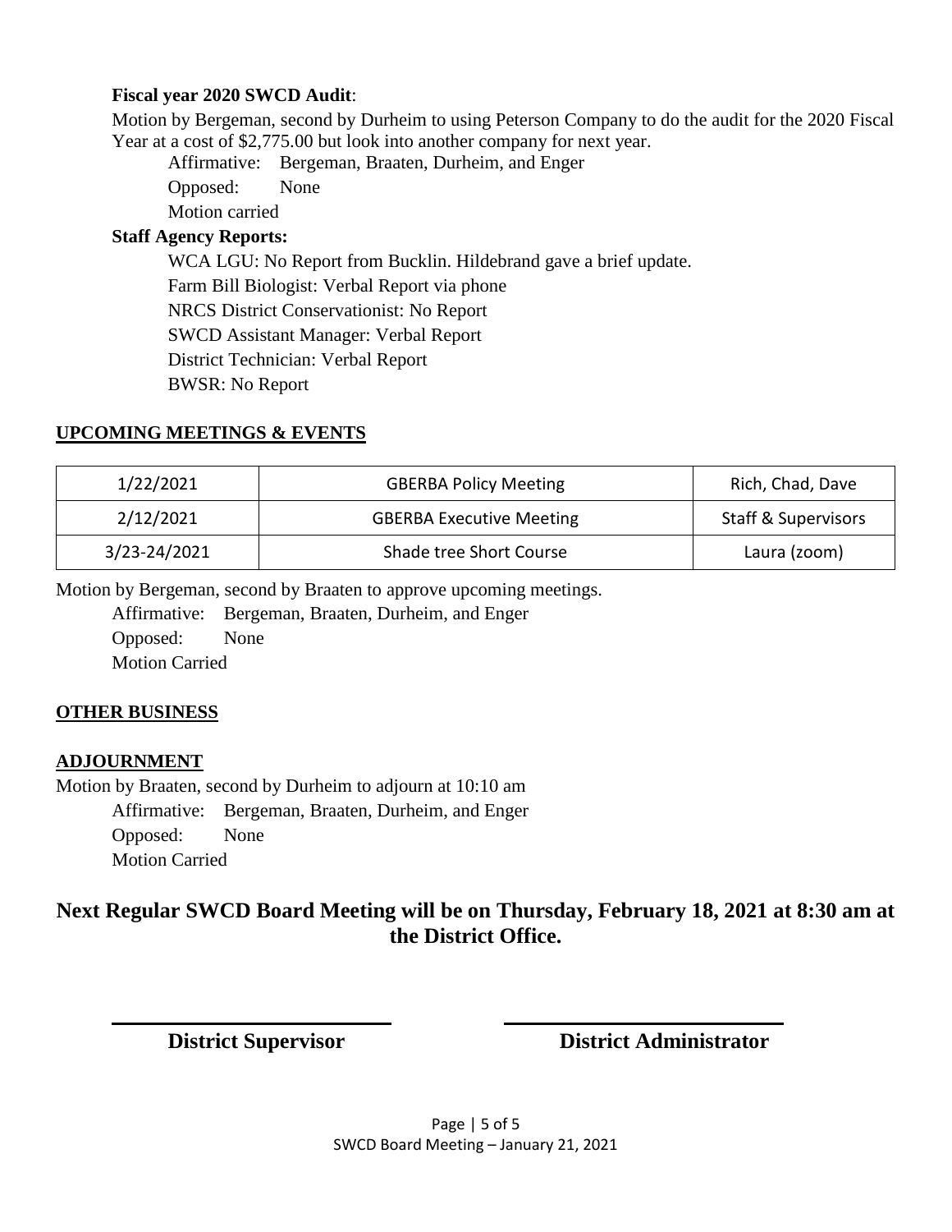**Fiscal year 2020 SWCD Audit**:

Motion by Bergeman, second by Durheim to using Peterson Company to do the audit for the 2020 Fiscal Year at a cost of $2,775.00 but look into another company for next year.

Affirmative: Bergeman, Braaten, Durheim, and Enger

Opposed: None

Motion carried

**Staff Agency Reports:**

WCA LGU: No Report from Bucklin. Hildebrand gave a brief update.

Farm Bill Biologist: Verbal Report via phone

NRCS District Conservationist: No Report

SWCD Assistant Manager: Verbal Report

District Technician: Verbal Report

BWSR: No Report

## UPCOMING MEETINGS & EVENTS

| | | |
|---|---|---|
| 1/22/2021 | GBERBA Policy Meeting | Rich, Chad, Dave |
| 2/12/2021 | GBERBA Executive Meeting | Staff & Supervisors |
| 3/23-24/2021 | Shade tree Short Course | Laura (zoom) |

Motion by Bergeman, second by Braaten to approve upcoming meetings.

Affirmative: Bergeman, Braaten, Durheim, and Enger

Opposed: None

Motion Carried

## OTHER BUSINESS

## ADJOURNMENT

Motion by Braaten, second by Durheim to adjourn at 10:10 am

Affirmative: Bergeman, Braaten, Durheim, and Enger

Opposed: None

Motion Carried

**Next Regular SWCD Board Meeting will be on Thursday, February 18, 2021 at 8:30 am at the District Office.**

**District Supervisor** **District Administrator**